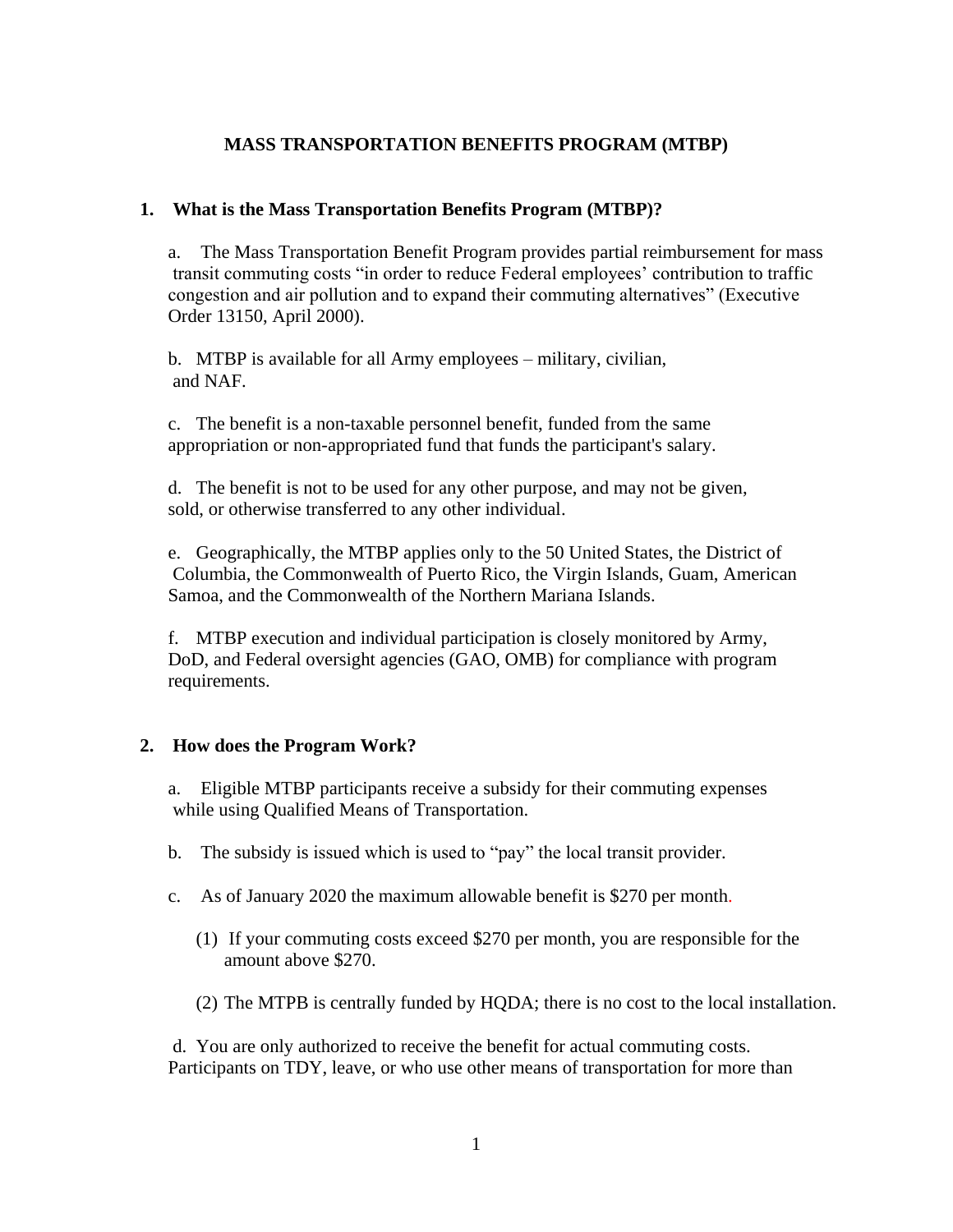# MASS TRANSPORTATION BENEFITS PROGRAM (MTBP)

## 1. What is the Mass Transportation Benefits Program (MTBP)?

a. The Mass Transportation Benefit Program provides partial reimbursement for mass transit commuting costs "in order to reduce Federal employees' contribution to traffic congestion and air pollution and to expand their commuting alternatives" (Executive Order 13150, April 2000).

b. MTBP is available for all Army employees – military, civilian, and NAF.

c. The benefit is a non-taxable personnel benefit, funded from the same appropriation or non-appropriated fund that funds the participant's salary.

d. The benefit is not to be used for any other purpose, and may not be given, sold, or otherwise transferred to any other individual.

e. Geographically, the MTBP applies only to the 50 United States, the District of Columbia, the Commonwealth of Puerto Rico, the Virgin Islands, Guam, American Samoa, and the Commonwealth of the Northern Mariana Islands.

f. MTBP execution and individual participation is closely monitored by Army, DoD, and Federal oversight agencies (GAO, OMB) for compliance with program requirements.

## 2. How does the Program Work?

a. Eligible MTBP participants receive a subsidy for their commuting expenses while using Qualified Means of Transportation.

b. The subsidy is issued which is used to "pay" the local transit provider.

c. As of January 2020 the maximum allowable benefit is $270 per month.

(1) If your commuting costs exceed $270 per month, you are responsible for the amount above $270.

(2) The MTPB is centrally funded by HQDA; there is no cost to the local installation.

d. You are only authorized to receive the benefit for actual commuting costs. Participants on TDY, leave, or who use other means of transportation for more than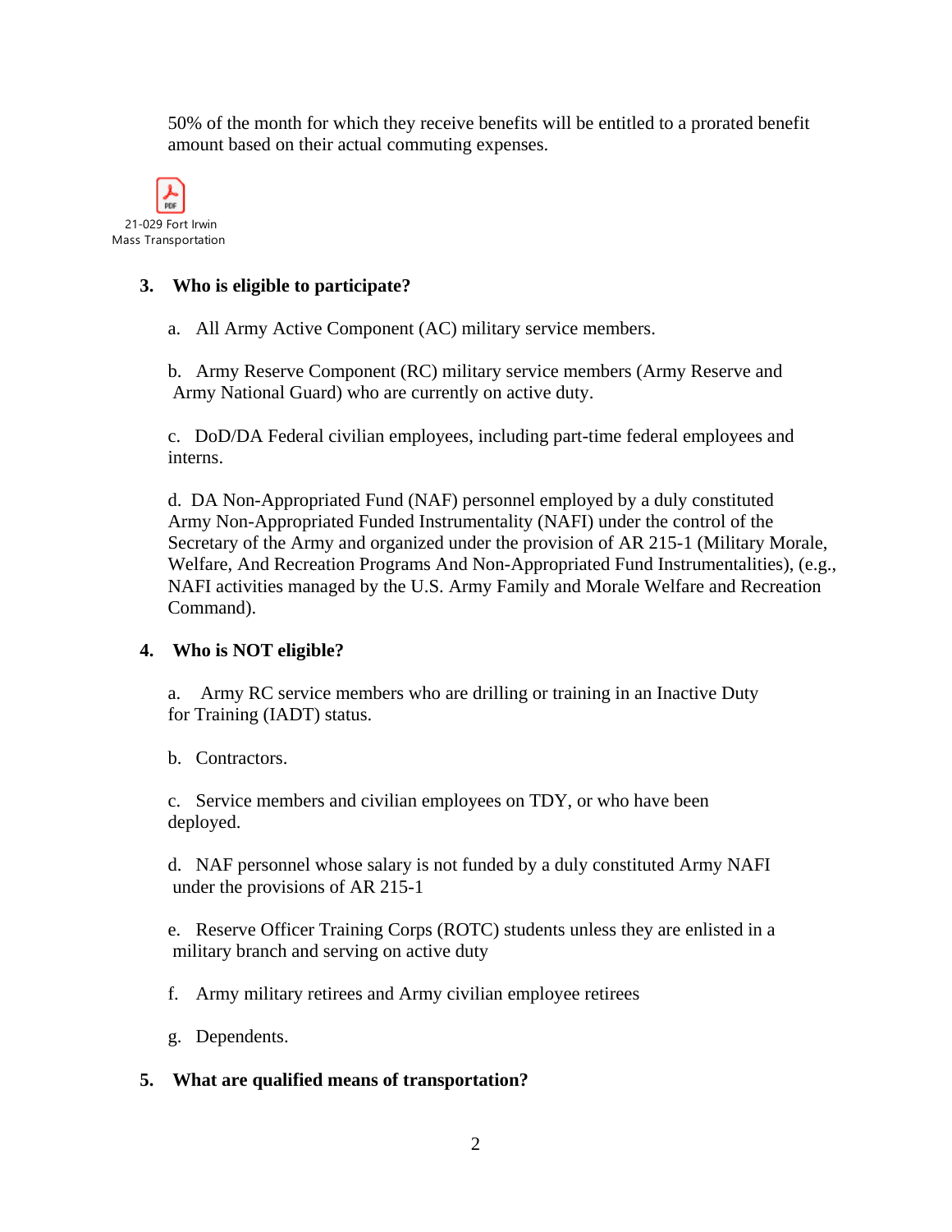50% of the month for which they receive benefits will be entitled to a prorated benefit amount based on their actual commuting expenses.

21-029 Fort Irwin Mass Transportation

**3. Who is eligible to participate?**

a. All Army Active Component (AC) military service members.

b. Army Reserve Component (RC) military service members (Army Reserve and Army National Guard) who are currently on active duty.

c. DoD/DA Federal civilian employees, including part-time federal employees and interns.

d. DA Non-Appropriated Fund (NAF) personnel employed by a duly constituted Army Non-Appropriated Funded Instrumentality (NAFI) under the control of the Secretary of the Army and organized under the provision of AR 215-1 (Military Morale, Welfare, And Recreation Programs And Non-Appropriated Fund Instrumentalities), (e.g., NAFI activities managed by the U.S. Army Family and Morale Welfare and Recreation Command).

**4. Who is NOT eligible?**

a. Army RC service members who are drilling or training in an Inactive Duty for Training (IADT) status.

b. Contractors.

c. Service members and civilian employees on TDY, or who have been deployed.

d. NAF personnel whose salary is not funded by a duly constituted Army NAFI under the provisions of AR 215-1

e. Reserve Officer Training Corps (ROTC) students unless they are enlisted in a military branch and serving on active duty

f. Army military retirees and Army civilian employee retirees

g. Dependents.

**5. What are qualified means of transportation?**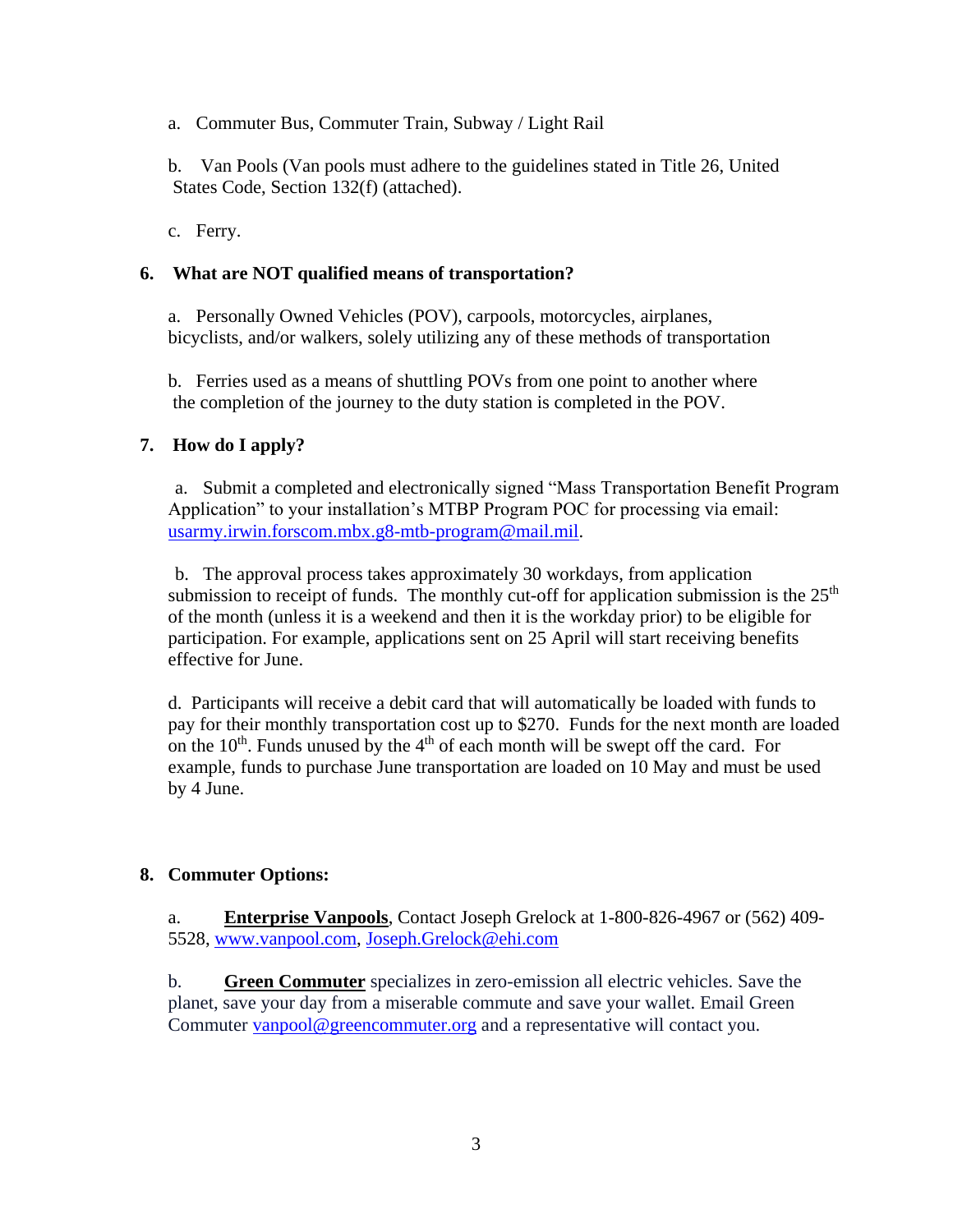a. Commuter Bus, Commuter Train, Subway / Light Rail

b. Van Pools (Van pools must adhere to the guidelines stated in Title 26, United States Code, Section 132(f) (attached).

c. Ferry.

**6. What are NOT qualified means of transportation?**

a. Personally Owned Vehicles (POV), carpools, motorcycles, airplanes, bicyclists, and/or walkers, solely utilizing any of these methods of transportation

b. Ferries used as a means of shuttling POVs from one point to another where the completion of the journey to the duty station is completed in the POV.

**7. How do I apply?**

a. Submit a completed and electronically signed "Mass Transportation Benefit Program Application" to your installation's MTBP Program POC for processing via email: usarmy.irwin.forscom.mbx.g8-mtb-program@mail.mil.

b. The approval process takes approximately 30 workdays, from application submission to receipt of funds. The monthly cut-off for application submission is the 25th of the month (unless it is a weekend and then it is the workday prior) to be eligible for participation. For example, applications sent on 25 April will start receiving benefits effective for June.

d. Participants will receive a debit card that will automatically be loaded with funds to pay for their monthly transportation cost up to $270. Funds for the next month are loaded on the 10th. Funds unused by the 4th of each month will be swept off the card. For example, funds to purchase June transportation are loaded on 10 May and must be used by 4 June.

**8. Commuter Options:**

a. **Enterprise Vanpools**, Contact Joseph Grelock at 1-800-826-4967 or (562) 409-5528, www.vanpool.com, Joseph.Grelock@ehi.com

b. **Green Commuter** specializes in zero-emission all electric vehicles. Save the planet, save your day from a miserable commute and save your wallet. Email Green Commuter vanpool@greencommuter.org and a representative will contact you.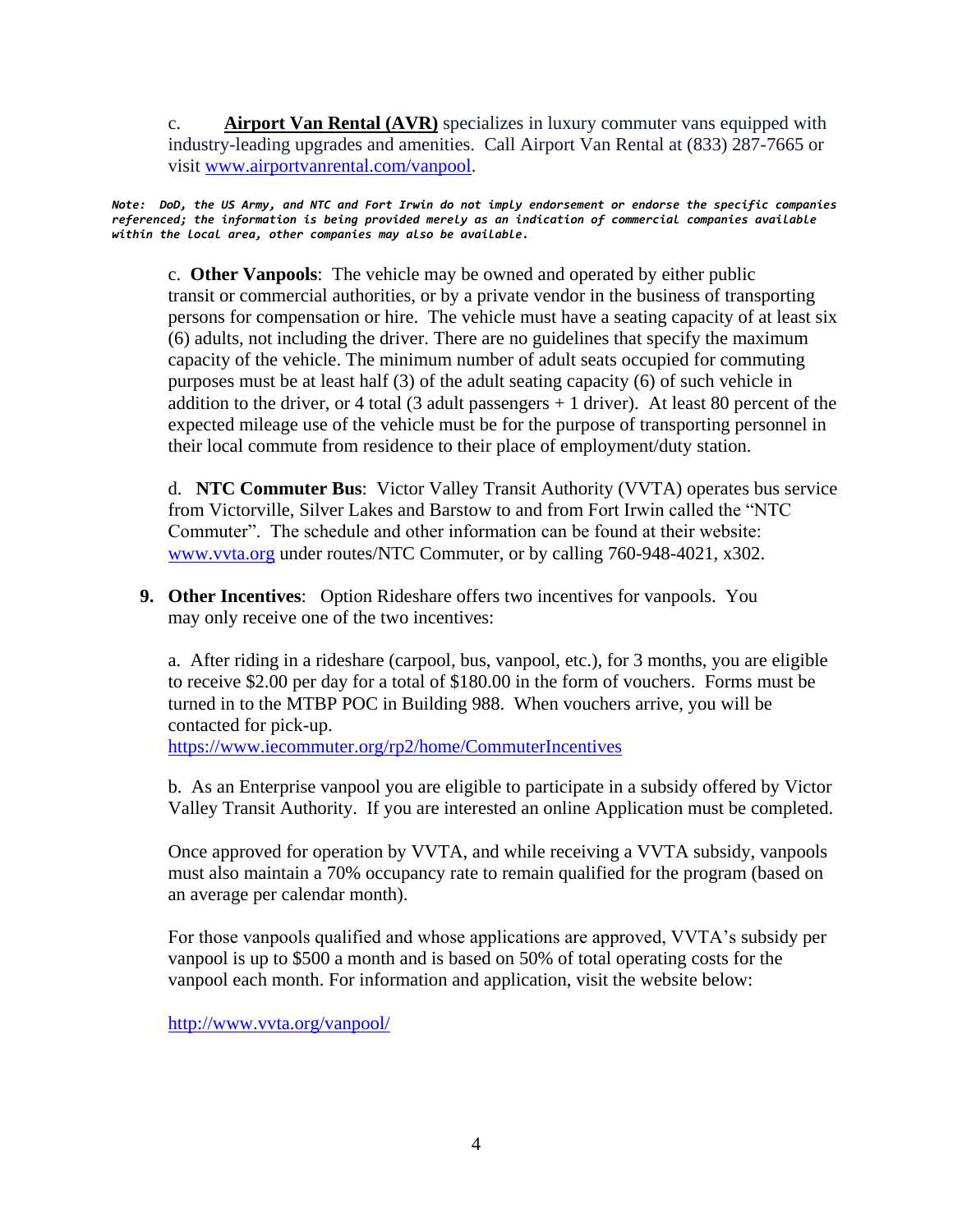c. **Airport Van Rental (AVR)** specializes in luxury commuter vans equipped with industry-leading upgrades and amenities. Call Airport Van Rental at (833) 287-7665 or visit www.airportvanrental.com/vanpool.

***Note: DoD, the US Army, and NTC and Fort Irwin do not imply endorsement or endorse the specific companies referenced; the information is being provided merely as an indication of commercial companies available within the local area, other companies may also be available.***

c. **Other Vanpools**: The vehicle may be owned and operated by either public transit or commercial authorities, or by a private vendor in the business of transporting persons for compensation or hire. The vehicle must have a seating capacity of at least six (6) adults, not including the driver. There are no guidelines that specify the maximum capacity of the vehicle. The minimum number of adult seats occupied for commuting purposes must be at least half (3) of the adult seating capacity (6) of such vehicle in addition to the driver, or 4 total (3 adult passengers + 1 driver). At least 80 percent of the expected mileage use of the vehicle must be for the purpose of transporting personnel in their local commute from residence to their place of employment/duty station.

d. **NTC Commuter Bus**: Victor Valley Transit Authority (VVTA) operates bus service from Victorville, Silver Lakes and Barstow to and from Fort Irwin called the "NTC Commuter". The schedule and other information can be found at their website: www.vvta.org under routes/NTC Commuter, or by calling 760-948-4021, x302.

**9. Other Incentives**: Option Rideshare offers two incentives for vanpools. You may only receive one of the two incentives:

a. After riding in a rideshare (carpool, bus, vanpool, etc.), for 3 months, you are eligible to receive $2.00 per day for a total of $180.00 in the form of vouchers. Forms must be turned in to the MTBP POC in Building 988. When vouchers arrive, you will be contacted for pick-up.
https://www.iecommuter.org/rp2/home/CommuterIncentives

b. As an Enterprise vanpool you are eligible to participate in a subsidy offered by Victor Valley Transit Authority. If you are interested an online Application must be completed.

Once approved for operation by VVTA, and while receiving a VVTA subsidy, vanpools must also maintain a 70% occupancy rate to remain qualified for the program (based on an average per calendar month).

For those vanpools qualified and whose applications are approved, VVTA's subsidy per vanpool is up to $500 a month and is based on 50% of total operating costs for the vanpool each month. For information and application, visit the website below:

http://www.vvta.org/vanpool/